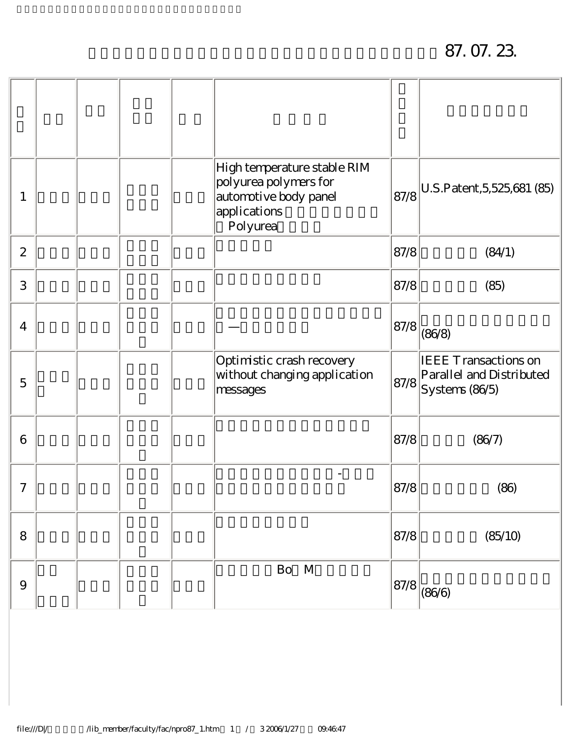87. 07. 23.

| | | | | | | | |
|---|---|---|---|---|---|---|---|
| 1 | | | | | High temperature stable RIM polyurea polymers for automotive body panel applications Polyurea | 87/8 | U.S.Patent,5,525,681 (85) |
| 2 | | | | | | 87/8 | (84/1) |
| 3 | | | | | | 87/8 | (85) |
| 4 | | | | | — | 87/8 | (86/8) |
| 5 | | | | | Optimistic crash recovery without changing application messages | 87/8 | IEEE Transactions on Parallel and Distributed Systems (86/5) |
| 6 | | | | | | 87/8 | (86/7) |
| 7 | | | | | - | 87/8 | (86) |
| 8 | | | | | | 87/8 | (85/10) |
| 9 | | | | | Bo M | 87/8 | (86/6) |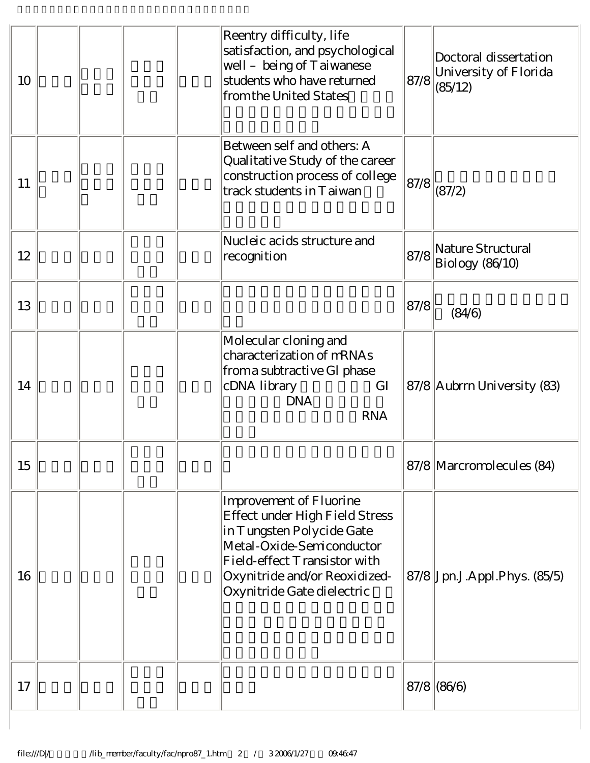| | | | | | | | |
|---|---|---|---|---|---|---|---|
| 10 | | | | | Reentry difficulty, life satisfaction, and psychological well – being of Taiwanese students who have returned from the United States | 87/8 | Doctoral dissertation University of Florida (85/12) |
| 11 | | | | | Between self and others: A Qualitative Study of the career construction process of college track students in Taiwan | 87/8 | (87/2) |
| 12 | | | | | Nucleic acids structure and recognition | 87/8 | Nature Structural Biology (86/10) |
| 13 | | | | | | 87/8 | (84/6) |
| 14 | | | | | Molecular cloning and characterization of mRNAs from a subtractive GI phase cDNA library GI DNA RNA | 87/8 | Aubrrn University (83) |
| 15 | | | | | | 87/8 | Marcromolecules (84) |
| 16 | | | | | Improvement of Fluorine Effect under High Field Stress in Tungsten Polycide Gate Metal-Oxide-Semiconductor Field-effect Transistor with Oxynitride and/or Reoxidized-Oxynitride Gate dielectric DNA | 87/8 | Jpn.J.Appl.Phys. (85/5) |
| 17 | | | | | | 87/8 | (86/6) |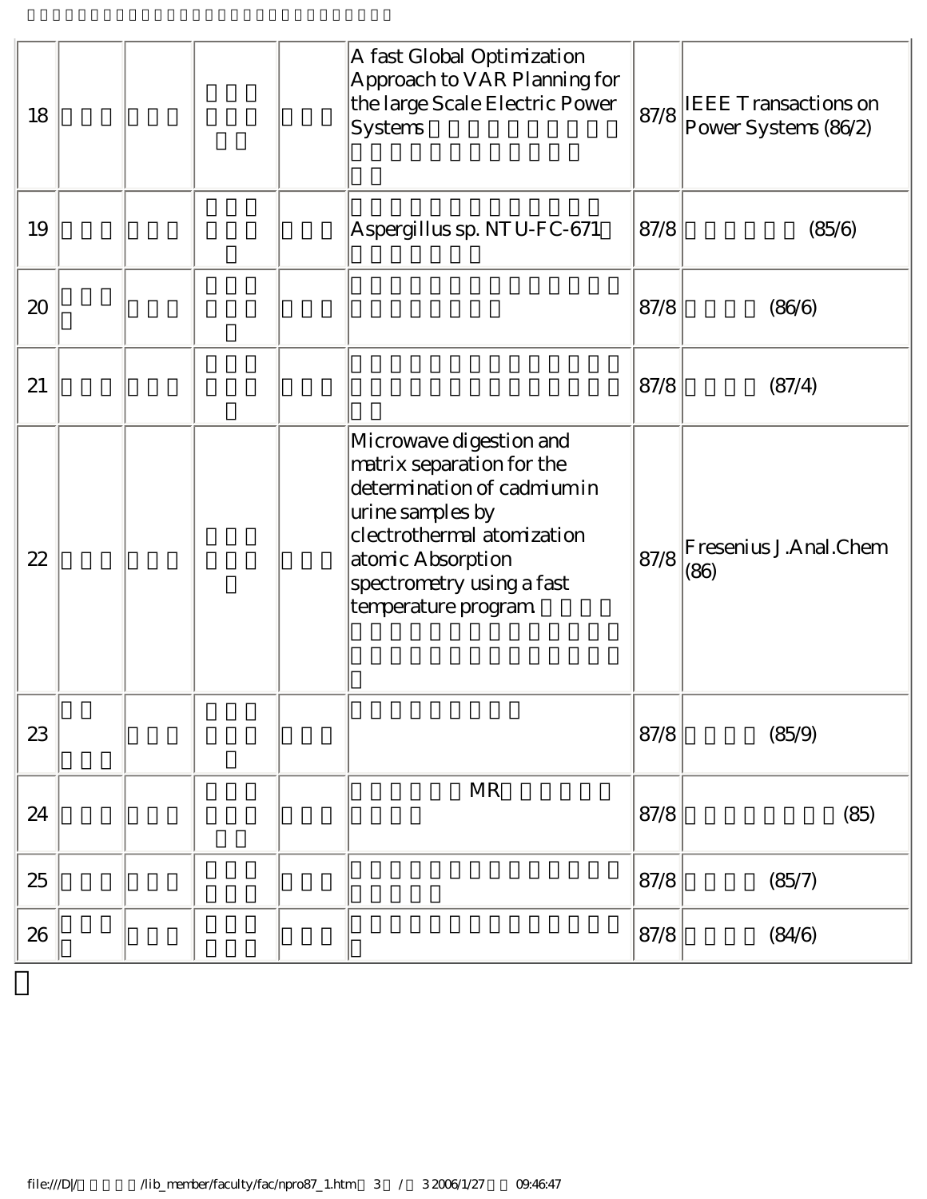| | | | | | | | |
|---|---|---|---|---|---|---|---|
| 18 | □□□ | □□□ | □□□□□□□□ | □□□ | A fast Global Optimization Approach to VAR Planning for the large Scale Electric Power Systems□□□□□□□□□□□□□□□□□□□□□□ | 87/8 | IEEE Transactions on Power Systems (86/2) |
| 19 | □□□ | □□□ | □□□□□□□ | □□□ | □□□□□□□□□□□□□□ Aspergillus sp. NTU-FC-671□□□□□□□□□ | 87/8 | □□□□□□ (85/6) |
| 20 | □□□□ | □□□ | □□□□□□□ | □□□ | □□□□□□□□□□□□□□□□□□□□□□□□ | 87/8 | □□□□ (86/6) |
| 21 | □□□ | □□□ | □□□□□□□ | □□□ | □□□□□□□□□□□□□□□□□□□□□□□□□□□□□□ | 87/8 | □□□□ (87/4) |
| 22 | □□□ | □□□ | □□□□□□□ | □□□ | Microwave digestion and matrix separation for the determination of cadmium in urine samples by clectrothermal atomization atomic Absorption spectrometry using a fast temperature program.□□□□□□□□□□□□□□□□□□□□□□□□□□□□□□□□ | 87/8 | Fresenius J.Anal.Chem (86) |
| 23 | □□□□□ | □□□ | □□□□□□□ | □□□ | □□□□□□□□□ | 87/8 | □□□□ (85/9) |
| 24 | □□□ | □□□ | □□□□□□□□ | □□□ | □□□□□□MR□□□□□□□□□□□ | 87/8 | □□□□□□□□□ (85) |
| 25 | □□□ | □□□ | □□□□□□ | □□□ | □□□□□□□□□□□□□□□□□□□□□ | 87/8 | □□□□ (85/7) |
| 26 | □□□□ | □□□ | □□□□□□ | □□□ | □□□□□□□□□□□□□□□□ | 87/8 | □□□□ (84/6) |